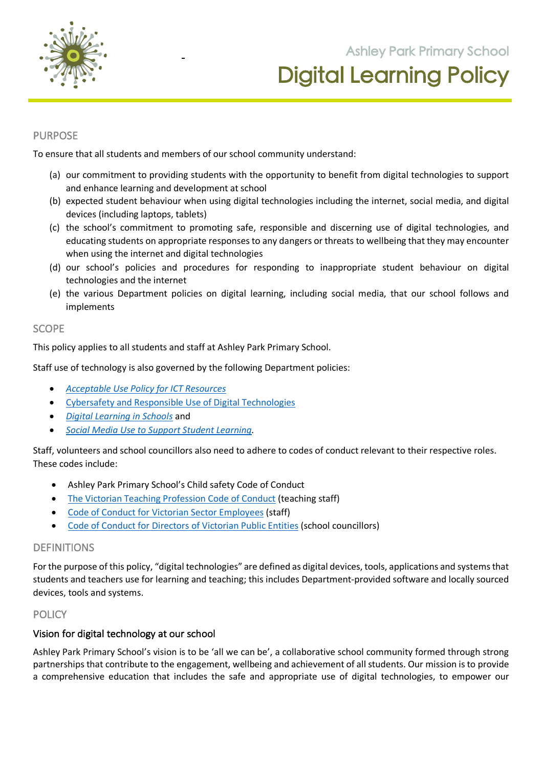Ashley Park Primary School

# Digital Learning Policy

## PURPOSE

To ensure that all students and members of our school community understand:

(a) our commitment to providing students with the opportunity to benefit from digital technologies to support and enhance learning and development at school
(b) expected student behaviour when using digital technologies including the internet, social media, and digital devices (including laptops, tablets)
(c) the school's commitment to promoting safe, responsible and discerning use of digital technologies, and educating students on appropriate responses to any dangers or threats to wellbeing that they may encounter when using the internet and digital technologies
(d) our school's policies and procedures for responding to inappropriate student behaviour on digital technologies and the internet
(e) the various Department policies on digital learning, including social media, that our school follows and implements

## SCOPE

This policy applies to all students and staff at Ashley Park Primary School.

Staff use of technology is also governed by the following Department policies:

- *Acceptable Use Policy for ICT Resources*
- *Cybersafety and Responsible Use of Digital Technologies*
- *Digital Learning in Schools* and
- *Social Media Use to Support Student Learning*.

Staff, volunteers and school councillors also need to adhere to codes of conduct relevant to their respective roles. These codes include:

- Ashley Park Primary School's Child safety Code of Conduct
- The Victorian Teaching Profession Code of Conduct (teaching staff)
- Code of Conduct for Victorian Sector Employees (staff)
- Code of Conduct for Directors of Victorian Public Entities (school councillors)

## DEFINITIONS

For the purpose of this policy, "digital technologies" are defined as digital devices, tools, applications and systems that students and teachers use for learning and teaching; this includes Department-provided software and locally sourced devices, tools and systems.

## POLICY

### Vision for digital technology at our school

Ashley Park Primary School's vision is to be 'all we can be', a collaborative school community formed through strong partnerships that contribute to the engagement, wellbeing and achievement of all students. Our mission is to provide a comprehensive education that includes the safe and appropriate use of digital technologies, to empower our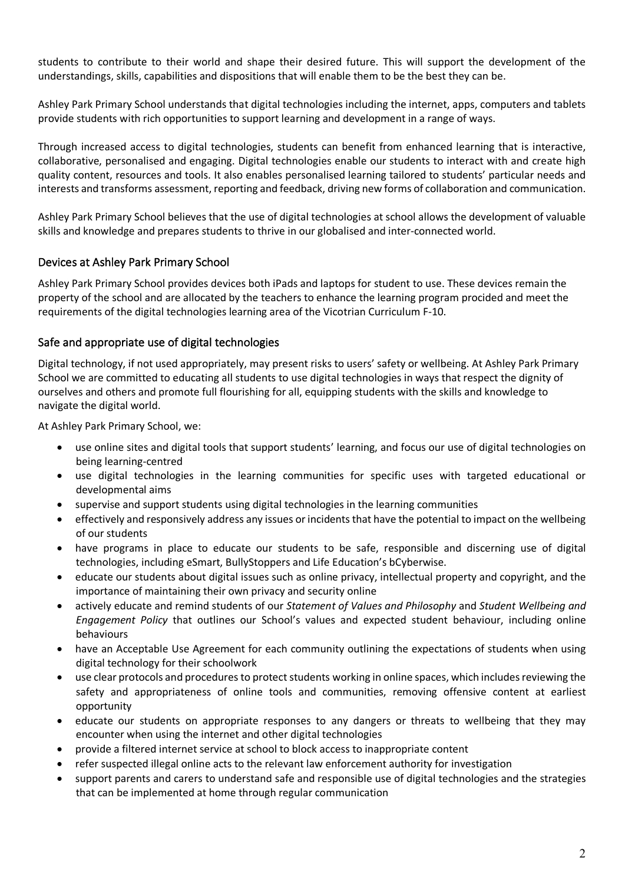students to contribute to their world and shape their desired future. This will support the development of the understandings, skills, capabilities and dispositions that will enable them to be the best they can be.

Ashley Park Primary School understands that digital technologies including the internet, apps, computers and tablets provide students with rich opportunities to support learning and development in a range of ways.

Through increased access to digital technologies, students can benefit from enhanced learning that is interactive, collaborative, personalised and engaging. Digital technologies enable our students to interact with and create high quality content, resources and tools. It also enables personalised learning tailored to students' particular needs and interests and transforms assessment, reporting and feedback, driving new forms of collaboration and communication.

Ashley Park Primary School believes that the use of digital technologies at school allows the development of valuable skills and knowledge and prepares students to thrive in our globalised and inter-connected world.

## Devices at Ashley Park Primary School

Ashley Park Primary School provides devices both iPads and laptops for student to use. These devices remain the property of the school and are allocated by the teachers to enhance the learning program procided and meet the requirements of the digital technologies learning area of the Vicotrian Curriculum F-10.

## Safe and appropriate use of digital technologies

Digital technology, if not used appropriately, may present risks to users' safety or wellbeing. At Ashley Park Primary School we are committed to educating all students to use digital technologies in ways that respect the dignity of ourselves and others and promote full flourishing for all, equipping students with the skills and knowledge to navigate the digital world.

At Ashley Park Primary School, we:

- use online sites and digital tools that support students' learning, and focus our use of digital technologies on being learning-centred
- use digital technologies in the learning communities for specific uses with targeted educational or developmental aims
- supervise and support students using digital technologies in the learning communities
- effectively and responsively address any issues or incidents that have the potential to impact on the wellbeing of our students
- have programs in place to educate our students to be safe, responsible and discerning use of digital technologies, including eSmart, BullyStoppers and Life Education's bCyberwise.
- educate our students about digital issues such as online privacy, intellectual property and copyright, and the importance of maintaining their own privacy and security online
- actively educate and remind students of our *Statement of Values and Philosophy* and *Student Wellbeing and Engagement Policy* that outlines our School's values and expected student behaviour, including online behaviours
- have an Acceptable Use Agreement for each community outlining the expectations of students when using digital technology for their schoolwork
- use clear protocols and procedures to protect students working in online spaces, which includes reviewing the safety and appropriateness of online tools and communities, removing offensive content at earliest opportunity
- educate our students on appropriate responses to any dangers or threats to wellbeing that they may encounter when using the internet and other digital technologies
- provide a filtered internet service at school to block access to inappropriate content
- refer suspected illegal online acts to the relevant law enforcement authority for investigation
- support parents and carers to understand safe and responsible use of digital technologies and the strategies that can be implemented at home through regular communication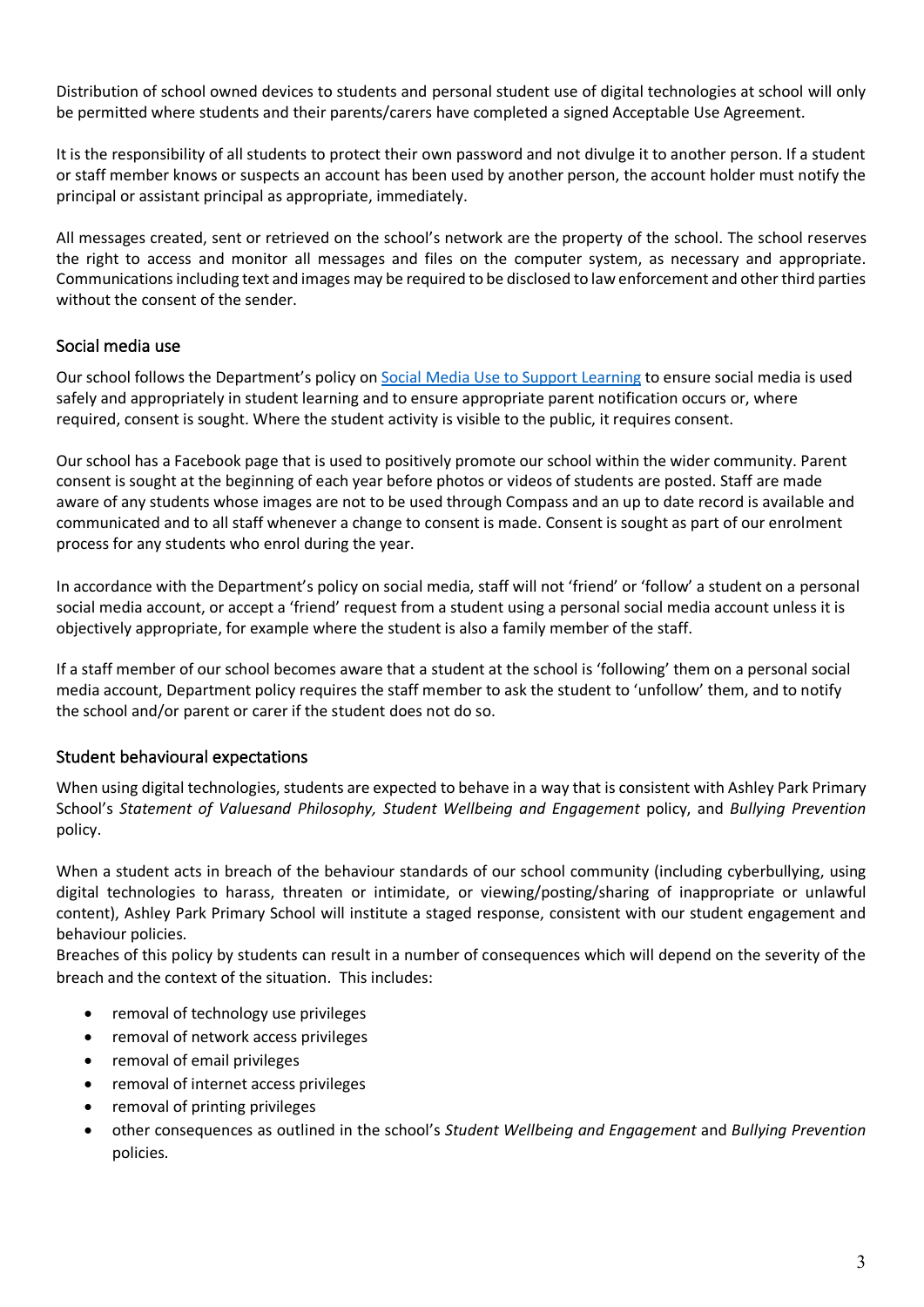Distribution of school owned devices to students and personal student use of digital technologies at school will only be permitted where students and their parents/carers have completed a signed Acceptable Use Agreement.

It is the responsibility of all students to protect their own password and not divulge it to another person. If a student or staff member knows or suspects an account has been used by another person, the account holder must notify the principal or assistant principal as appropriate, immediately.

All messages created, sent or retrieved on the school's network are the property of the school. The school reserves the right to access and monitor all messages and files on the computer system, as necessary and appropriate. Communications including text and images may be required to be disclosed to law enforcement and other third parties without the consent of the sender.

## Social media use

Our school follows the Department's policy on [Social Media Use to Support Learning](#) to ensure social media is used safely and appropriately in student learning and to ensure appropriate parent notification occurs or, where required, consent is sought. Where the student activity is visible to the public, it requires consent.

Our school has a Facebook page that is used to positively promote our school within the wider community. Parent consent is sought at the beginning of each year before photos or videos of students are posted. Staff are made aware of any students whose images are not to be used through Compass and an up to date record is available and communicated and to all staff whenever a change to consent is made. Consent is sought as part of our enrolment process for any students who enrol during the year.

In accordance with the Department's policy on social media, staff will not 'friend' or 'follow' a student on a personal social media account, or accept a 'friend' request from a student using a personal social media account unless it is objectively appropriate, for example where the student is also a family member of the staff.

If a staff member of our school becomes aware that a student at the school is 'following' them on a personal social media account, Department policy requires the staff member to ask the student to 'unfollow' them, and to notify the school and/or parent or carer if the student does not do so.

## Student behavioural expectations

When using digital technologies, students are expected to behave in a way that is consistent with Ashley Park Primary School's *Statement of Valuesand Philosophy, Student Wellbeing and Engagement* policy, and *Bullying Prevention* policy.

When a student acts in breach of the behaviour standards of our school community (including cyberbullying, using digital technologies to harass, threaten or intimidate, or viewing/posting/sharing of inappropriate or unlawful content), Ashley Park Primary School will institute a staged response, consistent with our student engagement and behaviour policies.
Breaches of this policy by students can result in a number of consequences which will depend on the severity of the breach and the context of the situation. This includes:

- removal of technology use privileges
- removal of network access privileges
- removal of email privileges
- removal of internet access privileges
- removal of printing privileges
- other consequences as outlined in the school's *Student Wellbeing and Engagement* and *Bullying Prevention* policies.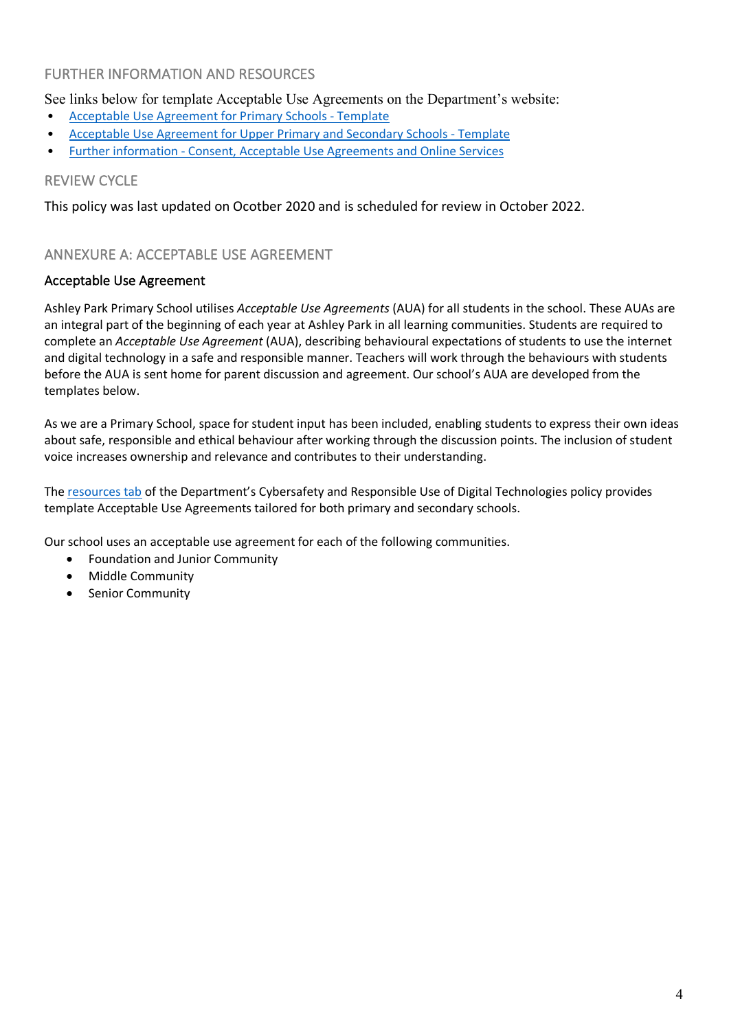## FURTHER INFORMATION AND RESOURCES

See links below for template Acceptable Use Agreements on the Department's website:

- Acceptable Use Agreement for Primary Schools - Template
- Acceptable Use Agreement for Upper Primary and Secondary Schools - Template
- Further information - Consent, Acceptable Use Agreements and Online Services

## REVIEW CYCLE

This policy was last updated on Ocotber 2020 and is scheduled for review in October 2022.

## ANNEXURE A: ACCEPTABLE USE AGREEMENT

### Acceptable Use Agreement

Ashley Park Primary School utilises *Acceptable Use Agreements* (AUA) for all students in the school. These AUAs are an integral part of the beginning of each year at Ashley Park in all learning communities. Students are required to complete an *Acceptable Use Agreement* (AUA), describing behavioural expectations of students to use the internet and digital technology in a safe and responsible manner. Teachers will work through the behaviours with students before the AUA is sent home for parent discussion and agreement. Our school's AUA are developed from the templates below.

As we are a Primary School, space for student input has been included, enabling students to express their own ideas about safe, responsible and ethical behaviour after working through the discussion points. The inclusion of student voice increases ownership and relevance and contributes to their understanding.

The resources tab of the Department's Cybersafety and Responsible Use of Digital Technologies policy provides template Acceptable Use Agreements tailored for both primary and secondary schools.

Our school uses an acceptable use agreement for each of the following communities.

- Foundation and Junior Community
- Middle Community
- Senior Community